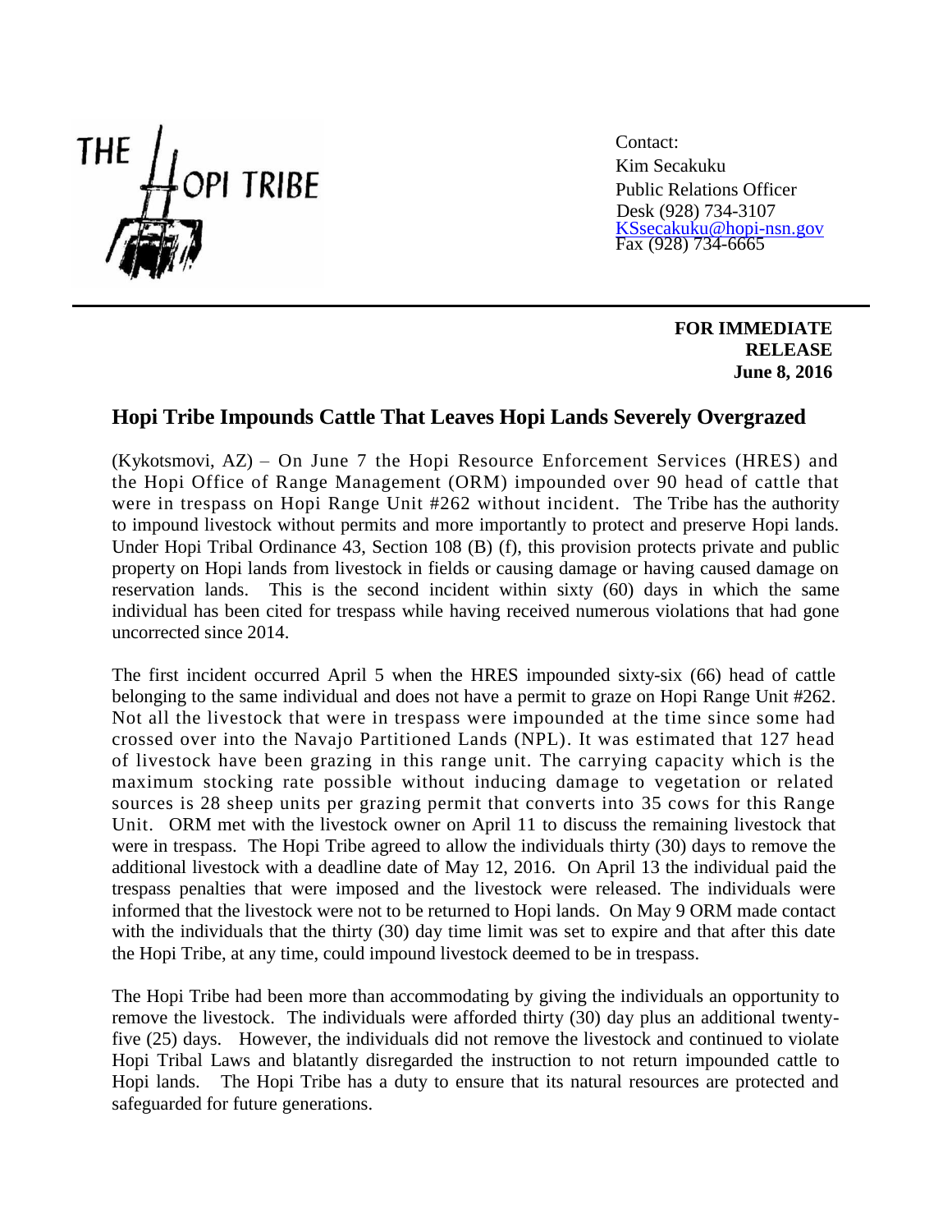THE HOPI TRIBE

Contact:
Kim Secakuku
Public Relations Officer
Desk (928) 734-3107
KSsecakuku@hopi-nsn.gov
Fax (928) 734-6665

**FOR IMMEDIATE RELEASE**
**June 8, 2016**

## Hopi Tribe Impounds Cattle That Leaves Hopi Lands Severely Overgrazed

(Kykotsmovi, AZ) – On June 7 the Hopi Resource Enforcement Services (HRES) and the Hopi Office of Range Management (ORM) impounded over 90 head of cattle that were in trespass on Hopi Range Unit #262 without incident. The Tribe has the authority to impound livestock without permits and more importantly to protect and preserve Hopi lands. Under Hopi Tribal Ordinance 43, Section 108 (B) (f), this provision protects private and public property on Hopi lands from livestock in fields or causing damage or having caused damage on reservation lands. This is the second incident within sixty (60) days in which the same individual has been cited for trespass while having received numerous violations that had gone uncorrected since 2014.

The first incident occurred April 5 when the HRES impounded sixty-six (66) head of cattle belonging to the same individual and does not have a permit to graze on Hopi Range Unit #262. Not all the livestock that were in trespass were impounded at the time since some had crossed over into the Navajo Partitioned Lands (NPL). It was estimated that 127 head of livestock have been grazing in this range unit. The carrying capacity which is the maximum stocking rate possible without inducing damage to vegetation or related sources is 28 sheep units per grazing permit that converts into 35 cows for this Range Unit. ORM met with the livestock owner on April 11 to discuss the remaining livestock that were in trespass. The Hopi Tribe agreed to allow the individuals thirty (30) days to remove the additional livestock with a deadline date of May 12, 2016. On April 13 the individual paid the trespass penalties that were imposed and the livestock were released. The individuals were informed that the livestock were not to be returned to Hopi lands. On May 9 ORM made contact with the individuals that the thirty (30) day time limit was set to expire and that after this date the Hopi Tribe, at any time, could impound livestock deemed to be in trespass.

The Hopi Tribe had been more than accommodating by giving the individuals an opportunity to remove the livestock. The individuals were afforded thirty (30) day plus an additional twenty-five (25) days. However, the individuals did not remove the livestock and continued to violate Hopi Tribal Laws and blatantly disregarded the instruction to not return impounded cattle to Hopi lands. The Hopi Tribe has a duty to ensure that its natural resources are protected and safeguarded for future generations.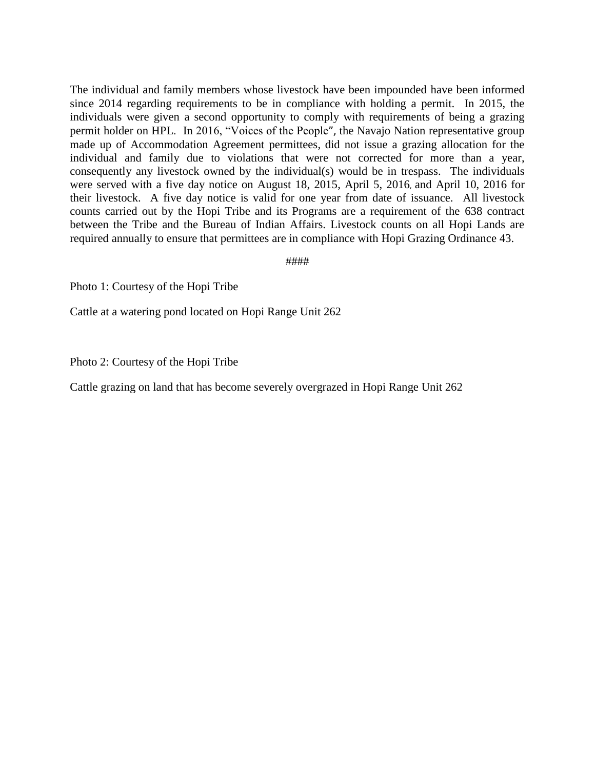The individual and family members whose livestock have been impounded have been informed since 2014 regarding requirements to be in compliance with holding a permit. In 2015, the individuals were given a second opportunity to comply with requirements of being a grazing permit holder on HPL. In 2016, "Voices of the People", the Navajo Nation representative group made up of Accommodation Agreement permittees, did not issue a grazing allocation for the individual and family due to violations that were not corrected for more than a year, consequently any livestock owned by the individual(s) would be in trespass. The individuals were served with a five day notice on August 18, 2015, April 5, 2016, and April 10, 2016 for their livestock. A five day notice is valid for one year from date of issuance. All livestock counts carried out by the Hopi Tribe and its Programs are a requirement of the 638 contract between the Tribe and the Bureau of Indian Affairs. Livestock counts on all Hopi Lands are required annually to ensure that permittees are in compliance with Hopi Grazing Ordinance 43.

####

Photo 1: Courtesy of the Hopi Tribe

Cattle at a watering pond located on Hopi Range Unit 262

Photo 2: Courtesy of the Hopi Tribe

Cattle grazing on land that has become severely overgrazed in Hopi Range Unit 262